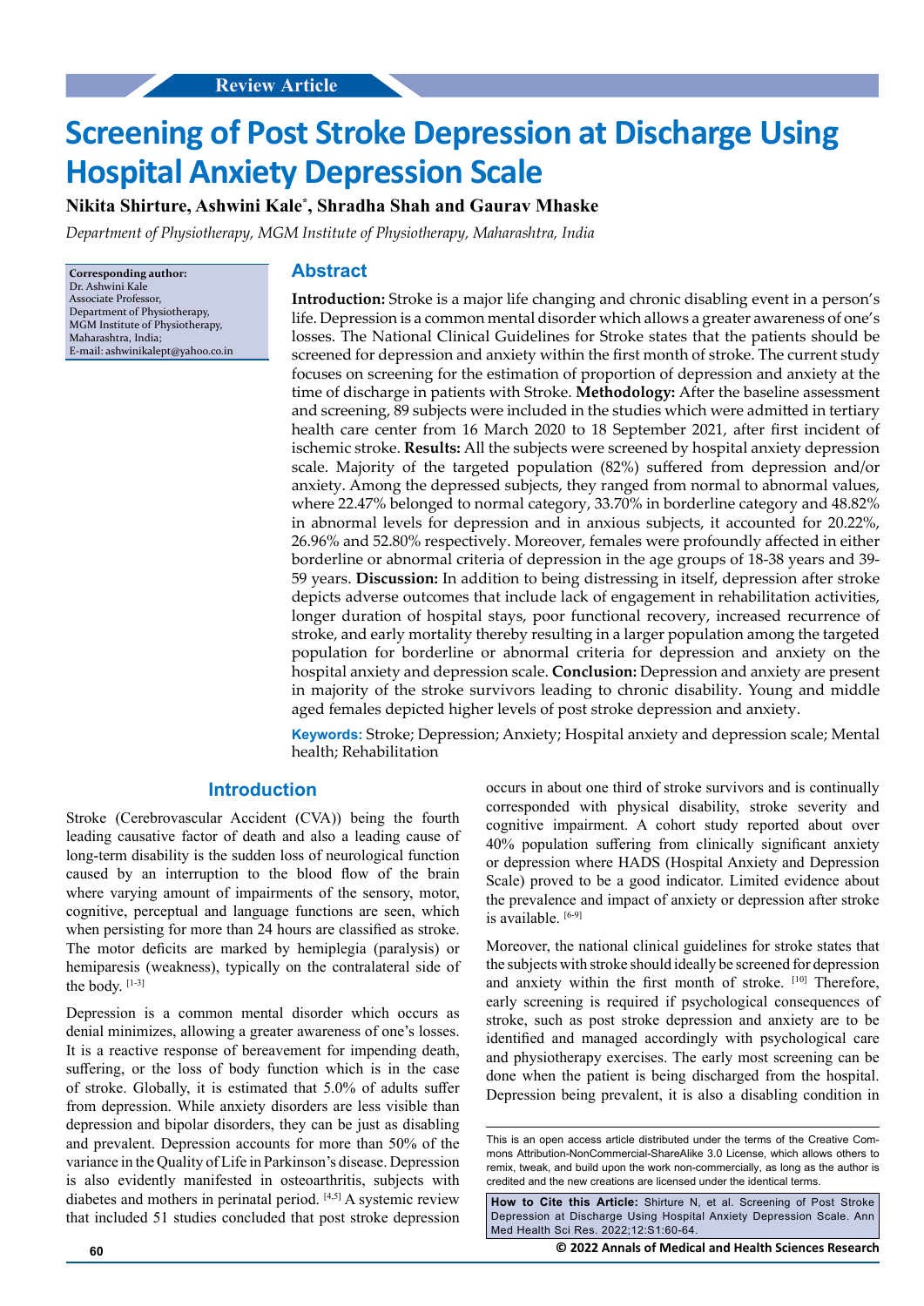Review Article

# Screening of Post Stroke Depression at Discharge Using Hospital Anxiety Depression Scale

**Nikita Shirture, Ashwini Kale*, Shradha Shah and Gaurav Mhaske**

*Department of Physiotherapy, MGM Institute of Physiotherapy, Maharashtra, India*

**Corresponding author:**
Dr. Ashwini Kale
Associate Professor,
Department of Physiotherapy,
MGM Institute of Physiotherapy,
Maharashtra, India;
E-mail: ashwinikalept@yahoo.co.in

## Abstract

**Introduction:** Stroke is a major life changing and chronic disabling event in a person's life. Depression is a common mental disorder which allows a greater awareness of one's losses. The National Clinical Guidelines for Stroke states that the patients should be screened for depression and anxiety within the first month of stroke. The current study focuses on screening for the estimation of proportion of depression and anxiety at the time of discharge in patients with Stroke. **Methodology:** After the baseline assessment and screening, 89 subjects were included in the studies which were admitted in tertiary health care center from 16 March 2020 to 18 September 2021, after first incident of ischemic stroke. **Results:** All the subjects were screened by hospital anxiety depression scale. Majority of the targeted population (82%) suffered from depression and/or anxiety. Among the depressed subjects, they ranged from normal to abnormal values, where 22.47% belonged to normal category, 33.70% in borderline category and 48.82% in abnormal levels for depression and in anxious subjects, it accounted for 20.22%, 26.96% and 52.80% respectively. Moreover, females were profoundly affected in either borderline or abnormal criteria of depression in the age groups of 18-38 years and 39-59 years. **Discussion:** In addition to being distressing in itself, depression after stroke depicts adverse outcomes that include lack of engagement in rehabilitation activities, longer duration of hospital stays, poor functional recovery, increased recurrence of stroke, and early mortality thereby resulting in a larger population among the targeted population for borderline or abnormal criteria for depression and anxiety on the hospital anxiety and depression scale. **Conclusion:** Depression and anxiety are present in majority of the stroke survivors leading to chronic disability. Young and middle aged females depicted higher levels of post stroke depression and anxiety.

**Keywords:** Stroke; Depression; Anxiety; Hospital anxiety and depression scale; Mental health; Rehabilitation

## Introduction

Stroke (Cerebrovascular Accident (CVA)) being the fourth leading causative factor of death and also a leading cause of long-term disability is the sudden loss of neurological function caused by an interruption to the blood flow of the brain where varying amount of impairments of the sensory, motor, cognitive, perceptual and language functions are seen, which when persisting for more than 24 hours are classified as stroke. The motor deficits are marked by hemiplegia (paralysis) or hemiparesis (weakness), typically on the contralateral side of the body. [1-3]

Depression is a common mental disorder which occurs as denial minimizes, allowing a greater awareness of one's losses. It is a reactive response of bereavement for impending death, suffering, or the loss of body function which is in the case of stroke. Globally, it is estimated that 5.0% of adults suffer from depression. While anxiety disorders are less visible than depression and bipolar disorders, they can be just as disabling and prevalent. Depression accounts for more than 50% of the variance in the Quality of Life in Parkinson's disease. Depression is also evidently manifested in osteoarthritis, subjects with diabetes and mothers in perinatal period. [4,5] A systemic review that included 51 studies concluded that post stroke depression occurs in about one third of stroke survivors and is continually corresponded with physical disability, stroke severity and cognitive impairment. A cohort study reported about over 40% population suffering from clinically significant anxiety or depression where HADS (Hospital Anxiety and Depression Scale) proved to be a good indicator. Limited evidence about the prevalence and impact of anxiety or depression after stroke is available. [6-9]

Moreover, the national clinical guidelines for stroke states that the subjects with stroke should ideally be screened for depression and anxiety within the first month of stroke. [10] Therefore, early screening is required if psychological consequences of stroke, such as post stroke depression and anxiety are to be identified and managed accordingly with psychological care and physiotherapy exercises. The early most screening can be done when the patient is being discharged from the hospital. Depression being prevalent, it is also a disabling condition in

This is an open access article distributed under the terms of the Creative Commons Attribution-NonCommercial-ShareAlike 3.0 License, which allows others to remix, tweak, and build upon the work non-commercially, as long as the author is credited and the new creations are licensed under the identical terms.

**How to Cite this Article:** Shirture N, et al. Screening of Post Stroke Depression at Discharge Using Hospital Anxiety Depression Scale. Ann Med Health Sci Res. 2022;12:S1:60-64.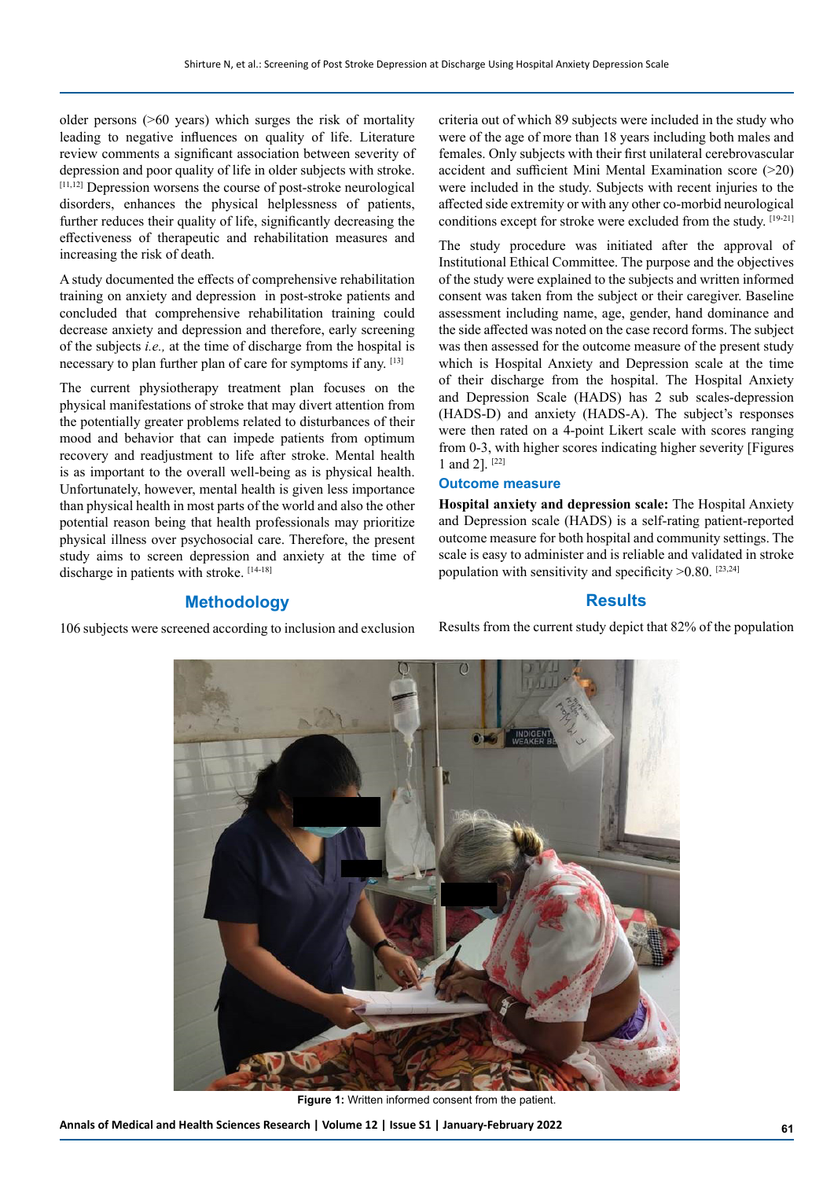older persons (>60 years) which surges the risk of mortality leading to negative influences on quality of life. Literature review comments a significant association between severity of depression and poor quality of life in older subjects with stroke. [11,12] Depression worsens the course of post-stroke neurological disorders, enhances the physical helplessness of patients, further reduces their quality of life, significantly decreasing the effectiveness of therapeutic and rehabilitation measures and increasing the risk of death.

A study documented the effects of comprehensive rehabilitation training on anxiety and depression in post-stroke patients and concluded that comprehensive rehabilitation training could decrease anxiety and depression and therefore, early screening of the subjects *i.e.,* at the time of discharge from the hospital is necessary to plan further plan of care for symptoms if any. [13]

The current physiotherapy treatment plan focuses on the physical manifestations of stroke that may divert attention from the potentially greater problems related to disturbances of their mood and behavior that can impede patients from optimum recovery and readjustment to life after stroke. Mental health is as important to the overall well-being as is physical health. Unfortunately, however, mental health is given less importance than physical health in most parts of the world and also the other potential reason being that health professionals may prioritize physical illness over psychosocial care. Therefore, the present study aims to screen depression and anxiety at the time of discharge in patients with stroke. [14-18]

## Methodology

106 subjects were screened according to inclusion and exclusion criteria out of which 89 subjects were included in the study who were of the age of more than 18 years including both males and females. Only subjects with their first unilateral cerebrovascular accident and sufficient Mini Mental Examination score (>20) were included in the study. Subjects with recent injuries to the affected side extremity or with any other co-morbid neurological conditions except for stroke were excluded from the study. [19-21]

The study procedure was initiated after the approval of Institutional Ethical Committee. The purpose and the objectives of the study were explained to the subjects and written informed consent was taken from the subject or their caregiver. Baseline assessment including name, age, gender, hand dominance and the side affected was noted on the case record forms. The subject was then assessed for the outcome measure of the present study which is Hospital Anxiety and Depression scale at the time of their discharge from the hospital. The Hospital Anxiety and Depression Scale (HADS) has 2 sub scales-depression (HADS-D) and anxiety (HADS-A). The subject's responses were then rated on a 4-point Likert scale with scores ranging from 0-3, with higher scores indicating higher severity [Figures 1 and 2]. [22]

### Outcome measure

**Hospital anxiety and depression scale:** The Hospital Anxiety and Depression scale (HADS) is a self-rating patient-reported outcome measure for both hospital and community settings. The scale is easy to administer and is reliable and validated in stroke population with sensitivity and specificity >0.80. [23,24]

## Results

Results from the current study depict that 82% of the population

**Figure 1:** Written informed consent from the patient.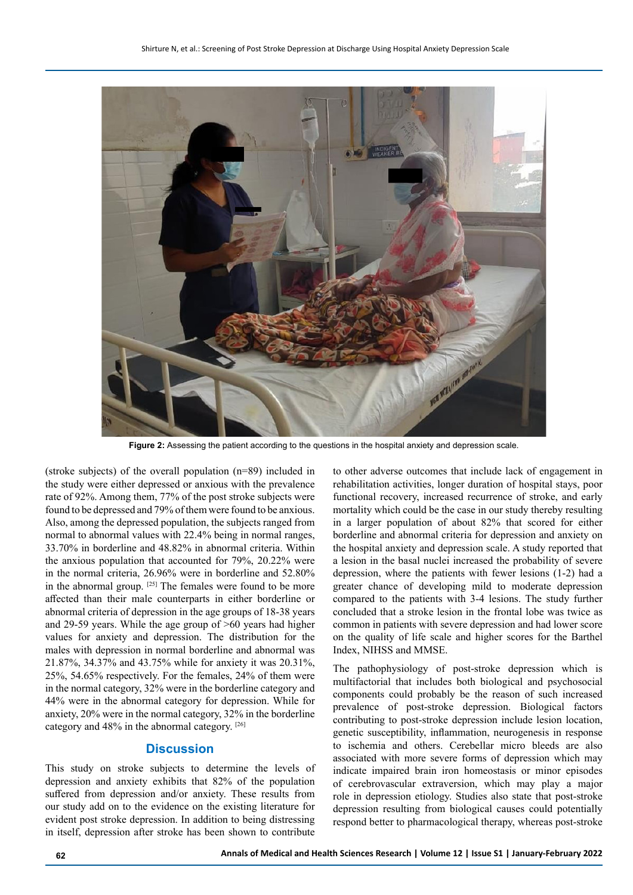Figure 2: Assessing the patient according to the questions in the hospital anxiety and depression scale.

(stroke subjects) of the overall population (n=89) included in the study were either depressed or anxious with the prevalence rate of 92%. Among them, 77% of the post stroke subjects were found to be depressed and 79% of them were found to be anxious. Also, among the depressed population, the subjects ranged from normal to abnormal values with 22.4% being in normal ranges, 33.70% in borderline and 48.82% in abnormal criteria. Within the anxious population that accounted for 79%, 20.22% were in the normal criteria, 26.96% were in borderline and 52.80% in the abnormal group. [25] The females were found to be more affected than their male counterparts in either borderline or abnormal criteria of depression in the age groups of 18-38 years and 29-59 years. While the age group of >60 years had higher values for anxiety and depression. The distribution for the males with depression in normal borderline and abnormal was 21.87%, 34.37% and 43.75% while for anxiety it was 20.31%, 25%, 54.65% respectively. For the females, 24% of them were in the normal category, 32% were in the borderline category and 44% were in the abnormal category for depression. While for anxiety, 20% were in the normal category, 32% in the borderline category and 48% in the abnormal category. [26]

## Discussion

This study on stroke subjects to determine the levels of depression and anxiety exhibits that 82% of the population suffered from depression and/or anxiety. These results from our study add on to the evidence on the existing literature for evident post stroke depression. In addition to being distressing in itself, depression after stroke has been shown to contribute to other adverse outcomes that include lack of engagement in rehabilitation activities, longer duration of hospital stays, poor functional recovery, increased recurrence of stroke, and early mortality which could be the case in our study thereby resulting in a larger population of about 82% that scored for either borderline and abnormal criteria for depression and anxiety on the hospital anxiety and depression scale. A study reported that a lesion in the basal nuclei increased the probability of severe depression, where the patients with fewer lesions (1-2) had a greater chance of developing mild to moderate depression compared to the patients with 3-4 lesions. The study further concluded that a stroke lesion in the frontal lobe was twice as common in patients with severe depression and had lower score on the quality of life scale and higher scores for the Barthel Index, NIHSS and MMSE.

The pathophysiology of post-stroke depression which is multifactorial that includes both biological and psychosocial components could probably be the reason of such increased prevalence of post-stroke depression. Biological factors contributing to post-stroke depression include lesion location, genetic susceptibility, inflammation, neurogenesis in response to ischemia and others. Cerebellar micro bleeds are also associated with more severe forms of depression which may indicate impaired brain iron homeostasis or minor episodes of cerebrovascular extraversion, which may play a major role in depression etiology. Studies also state that post-stroke depression resulting from biological causes could potentially respond better to pharmacological therapy, whereas post-stroke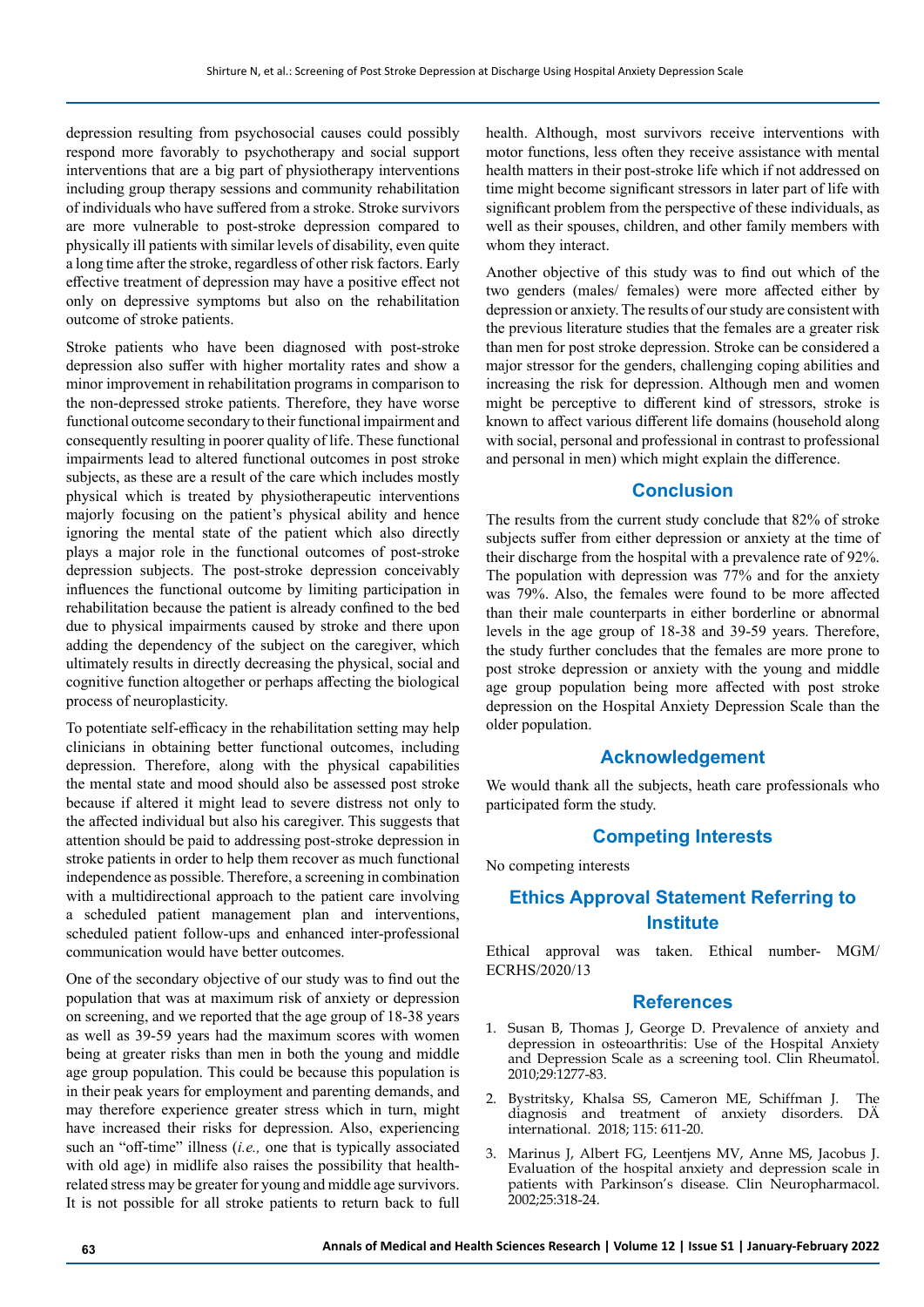depression resulting from psychosocial causes could possibly respond more favorably to psychotherapy and social support interventions that are a big part of physiotherapy interventions including group therapy sessions and community rehabilitation of individuals who have suffered from a stroke. Stroke survivors are more vulnerable to post-stroke depression compared to physically ill patients with similar levels of disability, even quite a long time after the stroke, regardless of other risk factors. Early effective treatment of depression may have a positive effect not only on depressive symptoms but also on the rehabilitation outcome of stroke patients.

Stroke patients who have been diagnosed with post-stroke depression also suffer with higher mortality rates and show a minor improvement in rehabilitation programs in comparison to the non-depressed stroke patients. Therefore, they have worse functional outcome secondary to their functional impairment and consequently resulting in poorer quality of life. These functional impairments lead to altered functional outcomes in post stroke subjects, as these are a result of the care which includes mostly physical which is treated by physiotherapeutic interventions majorly focusing on the patient's physical ability and hence ignoring the mental state of the patient which also directly plays a major role in the functional outcomes of post-stroke depression subjects. The post-stroke depression conceivably influences the functional outcome by limiting participation in rehabilitation because the patient is already confined to the bed due to physical impairments caused by stroke and there upon adding the dependency of the subject on the caregiver, which ultimately results in directly decreasing the physical, social and cognitive function altogether or perhaps affecting the biological process of neuroplasticity.

To potentiate self-efficacy in the rehabilitation setting may help clinicians in obtaining better functional outcomes, including depression. Therefore, along with the physical capabilities the mental state and mood should also be assessed post stroke because if altered it might lead to severe distress not only to the affected individual but also his caregiver. This suggests that attention should be paid to addressing post-stroke depression in stroke patients in order to help them recover as much functional independence as possible. Therefore, a screening in combination with a multidirectional approach to the patient care involving a scheduled patient management plan and interventions, scheduled patient follow-ups and enhanced inter-professional communication would have better outcomes.

One of the secondary objective of our study was to find out the population that was at maximum risk of anxiety or depression on screening, and we reported that the age group of 18-38 years as well as 39-59 years had the maximum scores with women being at greater risks than men in both the young and middle age group population. This could be because this population is in their peak years for employment and parenting demands, and may therefore experience greater stress which in turn, might have increased their risks for depression. Also, experiencing such an "off-time" illness (*i.e.,* one that is typically associated with old age) in midlife also raises the possibility that health-related stress may be greater for young and middle age survivors. It is not possible for all stroke patients to return back to full health. Although, most survivors receive interventions with motor functions, less often they receive assistance with mental health matters in their post-stroke life which if not addressed on time might become significant stressors in later part of life with significant problem from the perspective of these individuals, as well as their spouses, children, and other family members with whom they interact.

Another objective of this study was to find out which of the two genders (males/ females) were more affected either by depression or anxiety. The results of our study are consistent with the previous literature studies that the females are a greater risk than men for post stroke depression. Stroke can be considered a major stressor for the genders, challenging coping abilities and increasing the risk for depression. Although men and women might be perceptive to different kind of stressors, stroke is known to affect various different life domains (household along with social, personal and professional in contrast to professional and personal in men) which might explain the difference.

## Conclusion

The results from the current study conclude that 82% of stroke subjects suffer from either depression or anxiety at the time of their discharge from the hospital with a prevalence rate of 92%. The population with depression was 77% and for the anxiety was 79%. Also, the females were found to be more affected than their male counterparts in either borderline or abnormal levels in the age group of 18-38 and 39-59 years. Therefore, the study further concludes that the females are more prone to post stroke depression or anxiety with the young and middle age group population being more affected with post stroke depression on the Hospital Anxiety Depression Scale than the older population.

## Acknowledgement

We would thank all the subjects, heath care professionals who participated form the study.

## Competing Interests

No competing interests

## Ethics Approval Statement Referring to Institute

Ethical approval was taken. Ethical number- MGM/ECRHS/2020/13

## References

1. Susan B, Thomas J, George D. Prevalence of anxiety and depression in osteoarthritis: Use of the Hospital Anxiety and Depression Scale as a screening tool. Clin Rheumatol. 2010;29:1277-83.
2. Bystritsky, Khalsa SS, Cameron ME, Schiffman J. The diagnosis and treatment of anxiety disorders. DÄ international. 2018; 115: 611-20.
3. Marinus J, Albert FG, Leentjens MV, Anne MS, Jacobus J. Evaluation of the hospital anxiety and depression scale in patients with Parkinson's disease. Clin Neuropharmacol. 2002;25:318-24.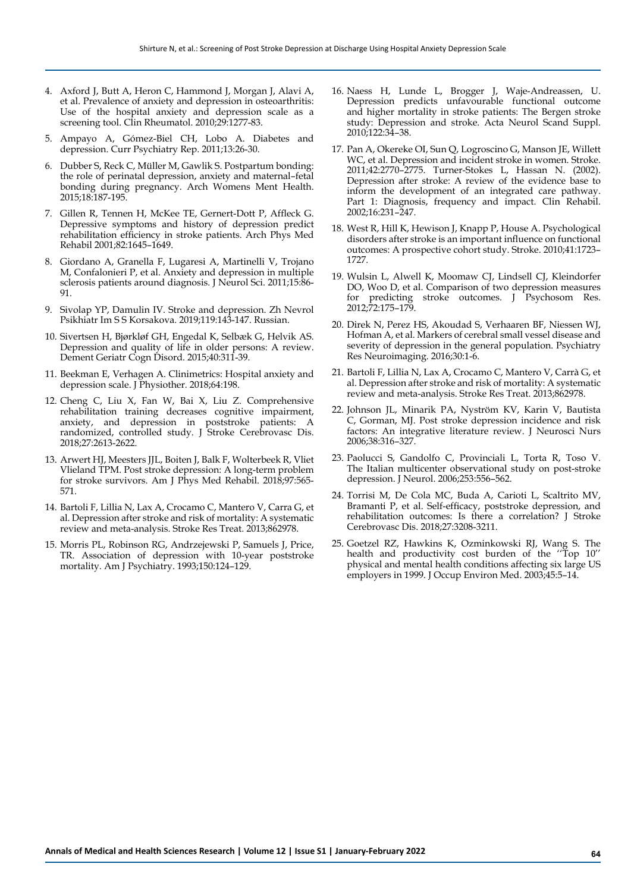4. Axford J, Butt A, Heron C, Hammond J, Morgan J, Alavi A, et al. Prevalence of anxiety and depression in osteoarthritis: Use of the hospital anxiety and depression scale as a screening tool. Clin Rheumatol. 2010;29:1277-83.

5. Ampayo A, Gómez-Biel CH, Lobo A. Diabetes and depression. Curr Psychiatry Rep. 2011;13:26-30.

6. Dubber S, Reck C, Müller M, Gawlik S. Postpartum bonding: the role of perinatal depression, anxiety and maternal–fetal bonding during pregnancy. Arch Womens Ment Health. 2015;18:187-195.

7. Gillen R, Tennen H, McKee TE, Gernert-Dott P, Affleck G. Depressive symptoms and history of depression predict rehabilitation efficiency in stroke patients. Arch Phys Med Rehabil 2001;82:1645–1649.

8. Giordano A, Granella F, Lugaresi A, Martinelli V, Trojano M, Confalonieri P, et al. Anxiety and depression in multiple sclerosis patients around diagnosis. J Neurol Sci. 2011;15:86-91.

9. Sivolap YP, Damulin IV. Stroke and depression. Zh Nevrol Psikhiatr Im S S Korsakova. 2019;119:143-147. Russian.

10. Sivertsen H, Bjørkløf GH, Engedal K, Selbæk G, Helvik AS. Depression and quality of life in older persons: A review. Dement Geriatr Cogn Disord. 2015;40:311-39.

11. Beekman E, Verhagen A. Clinimetrics: Hospital anxiety and depression scale. J Physiother. 2018;64:198.

12. Cheng C, Liu X, Fan W, Bai X, Liu Z. Comprehensive rehabilitation training decreases cognitive impairment, anxiety, and depression in poststroke patients: A randomized, controlled study. J Stroke Cerebrovasc Dis. 2018;27:2613-2622.

13. Arwert HJ, Meesters JJL, Boiten J, Balk F, Wolterbeek R, Vliet Vlieland TPM. Post stroke depression: A long-term problem for stroke survivors. Am J Phys Med Rehabil. 2018;97:565-571.

14. Bartoli F, Lillia N, Lax A, Crocamo C, Mantero V, Carra G, et al. Depression after stroke and risk of mortality: A systematic review and meta-analysis. Stroke Res Treat. 2013;862978.

15. Morris PL, Robinson RG, Andrzejewski P, Samuels J, Price, TR. Association of depression with 10-year poststroke mortality. Am J Psychiatry. 1993;150:124–129.

16. Naess H, Lunde L, Brogger J, Waje-Andreassen, U. Depression predicts unfavourable functional outcome and higher mortality in stroke patients: The Bergen stroke study: Depression and stroke. Acta Neurol Scand Suppl. 2010;122:34–38.

17. Pan A, Okereke OI, Sun Q, Logroscino G, Manson JE, Willett WC, et al. Depression and incident stroke in women. Stroke. 2011;42:2770–2775. Turner-Stokes L, Hassan N. (2002). Depression after stroke: A review of the evidence base to inform the development of an integrated care pathway. Part 1: Diagnosis, frequency and impact. Clin Rehabil. 2002;16:231–247.

18. West R, Hill K, Hewison J, Knapp P, House A. Psychological disorders after stroke is an important influence on functional outcomes: A prospective cohort study. Stroke. 2010;41:1723–1727.

19. Wulsin L, Alwell K, Moomaw CJ, Lindsell CJ, Kleindorfer DO, Woo D, et al. Comparison of two depression measures for predicting stroke outcomes. J Psychosom Res. 2012;72:175–179.

20. Direk N, Perez HS, Akoudad S, Verhaaren BF, Niessen WJ, Hofman A, et al. Markers of cerebral small vessel disease and severity of depression in the general population. Psychiatry Res Neuroimaging. 2016;30:1-6.

21. Bartoli F, Lillia N, Lax A, Crocamo C, Mantero V, Carrà G, et al. Depression after stroke and risk of mortality: A systematic review and meta-analysis. Stroke Res Treat. 2013;862978.

22. Johnson JL, Minarik PA, Nyström KV, Karin V, Bautista C, Gorman, MJ. Post stroke depression incidence and risk factors: An integrative literature review. J Neurosci Nurs 2006;38:316–327.

23. Paolucci S, Gandolfo C, Provinciali L, Torta R, Toso V. The Italian multicenter observational study on post-stroke depression. J Neurol. 2006;253:556–562.

24. Torrisi M, De Cola MC, Buda A, Carioti L, Scaltrito MV, Bramanti P, et al. Self-efficacy, poststroke depression, and rehabilitation outcomes: Is there a correlation? J Stroke Cerebrovasc Dis. 2018;27:3208-3211.

25. Goetzel RZ, Hawkins K, Ozminkowski RJ, Wang S. The health and productivity cost burden of the ''Top 10'' physical and mental health conditions affecting six large US employers in 1999. J Occup Environ Med. 2003;45:5–14.